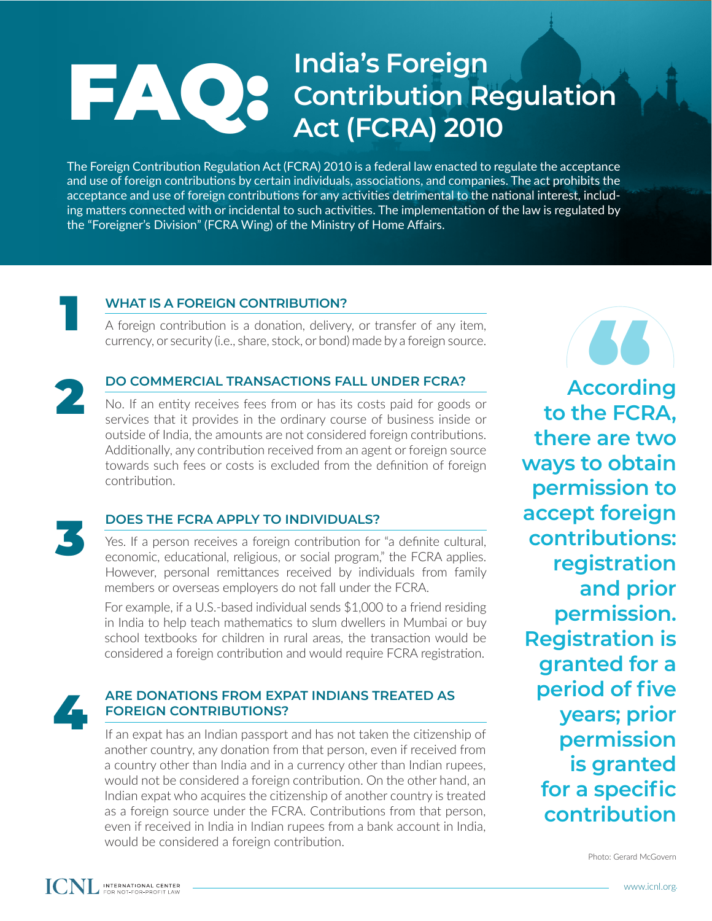# FAQ: India's Foreign Contribution Regulation Act (FCRA) 2010

The Foreign Contribution Regulation Act (FCRA) 2010 is a federal law enacted to regulate the acceptance and use of foreign contributions by certain individuals, associations, and companies. The act prohibits the acceptance and use of foreign contributions for any activities detrimental to the national interest, including matters connected with or incidental to such activities. The implementation of the law is regulated by the "Foreigner's Division" (FCRA Wing) of the Ministry of Home Affairs.

## 1 WHAT IS A FOREIGN CONTRIBUTION?

A foreign contribution is a donation, delivery, or transfer of any item, currency, or security (i.e., share, stock, or bond) made by a foreign source.

## 2 DO COMMERCIAL TRANSACTIONS FALL UNDER FCRA?

No. If an entity receives fees from or has its costs paid for goods or services that it provides in the ordinary course of business inside or outside of India, the amounts are not considered foreign contributions. Additionally, any contribution received from an agent or foreign source towards such fees or costs is excluded from the definition of foreign contribution.

## 3 DOES THE FCRA APPLY TO INDIVIDUALS?

Yes. If a person receives a foreign contribution for "a definite cultural, economic, educational, religious, or social program," the FCRA applies. However, personal remittances received by individuals from family members or overseas employers do not fall under the FCRA.

For example, if a U.S.-based individual sends $1,000 to a friend residing in India to help teach mathematics to slum dwellers in Mumbai or buy school textbooks for children in rural areas, the transaction would be considered a foreign contribution and would require FCRA registration.

## 4 ARE DONATIONS FROM EXPAT INDIANS TREATED AS FOREIGN CONTRIBUTIONS?

If an expat has an Indian passport and has not taken the citizenship of another country, any donation from that person, even if received from a country other than India and in a currency other than Indian rupees, would not be considered a foreign contribution. On the other hand, an Indian expat who acquires the citizenship of another country is treated as a foreign source under the FCRA. Contributions from that person, even if received in India in Indian rupees from a bank account in India, would be considered a foreign contribution.

> **According to the FCRA, there are two ways to obtain permission to accept foreign contributions: registration and prior permission. Registration is granted for a period of five years; prior permission is granted for a specific contribution**

Photo: Gerard McGovern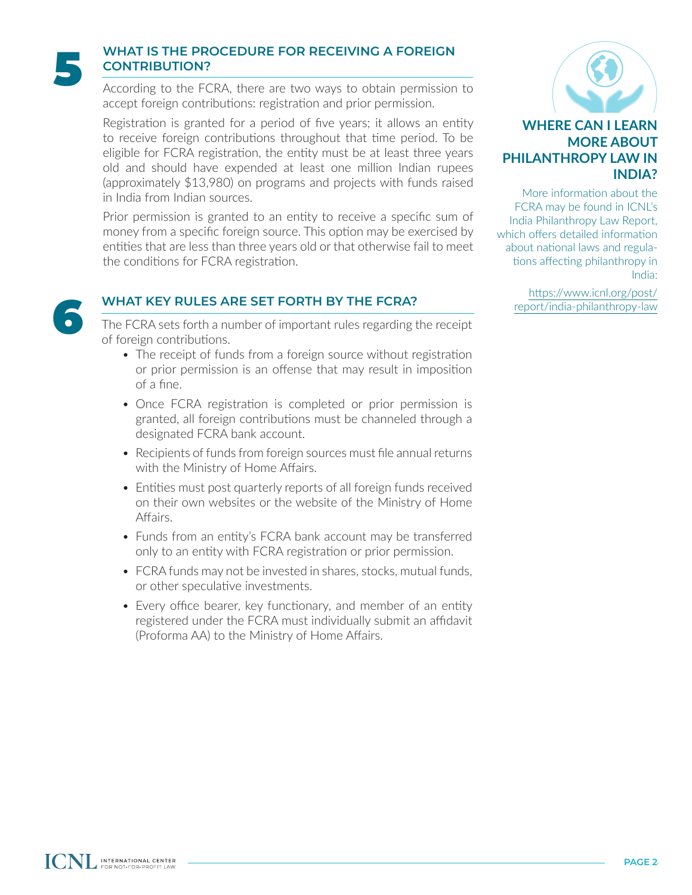## 5 WHAT IS THE PROCEDURE FOR RECEIVING A FOREIGN CONTRIBUTION?

According to the FCRA, there are two ways to obtain permission to accept foreign contributions: registration and prior permission.

Registration is granted for a period of five years; it allows an entity to receive foreign contributions throughout that time period. To be eligible for FCRA registration, the entity must be at least three years old and should have expended at least one million Indian rupees (approximately $13,980) on programs and projects with funds raised in India from Indian sources.

Prior permission is granted to an entity to receive a specific sum of money from a specific foreign source. This option may be exercised by entities that are less than three years old or that otherwise fail to meet the conditions for FCRA registration.

## 6 WHAT KEY RULES ARE SET FORTH BY THE FCRA?

The FCRA sets forth a number of important rules regarding the receipt of foreign contributions.

- The receipt of funds from a foreign source without registration or prior permission is an offense that may result in imposition of a fine.
- Once FCRA registration is completed or prior permission is granted, all foreign contributions must be channeled through a designated FCRA bank account.
- Recipients of funds from foreign sources must file annual returns with the Ministry of Home Affairs.
- Entities must post quarterly reports of all foreign funds received on their own websites or the website of the Ministry of Home Affairs.
- Funds from an entity's FCRA bank account may be transferred only to an entity with FCRA registration or prior permission.
- FCRA funds may not be invested in shares, stocks, mutual funds, or other speculative investments.
- Every office bearer, key functionary, and member of an entity registered under the FCRA must individually submit an affidavit (Proforma AA) to the Ministry of Home Affairs.

### WHERE CAN I LEARN MORE ABOUT PHILANTHROPY LAW IN INDIA?

More information about the FCRA may be found in ICNL's India Philanthropy Law Report, which offers detailed information about national laws and regulations affecting philanthropy in India:

https://www.icnl.org/post/report/india-philanthropy-law